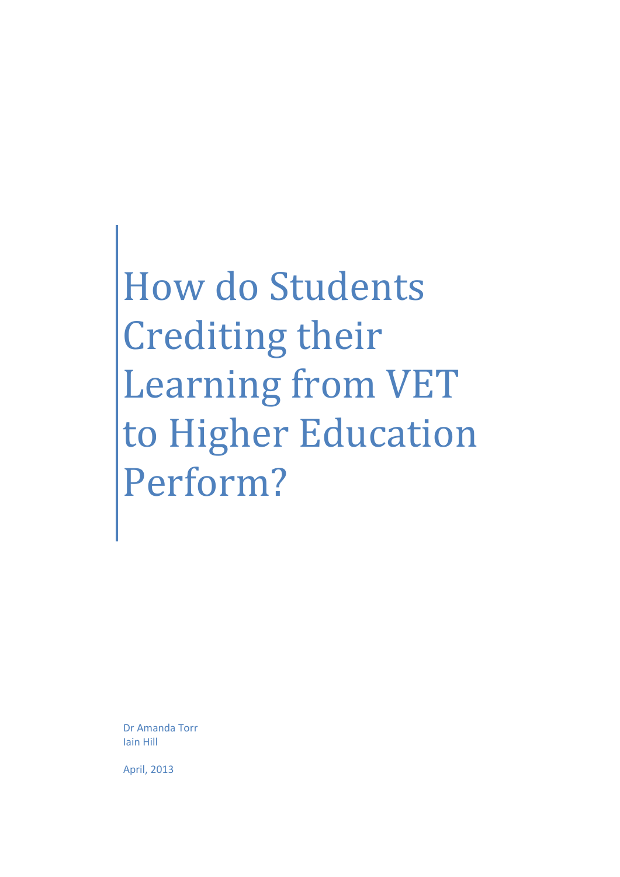# How do Students Crediting their Learning from VET to Higher Education Perform?

Dr Amanda Torr
Iain Hill

April, 2013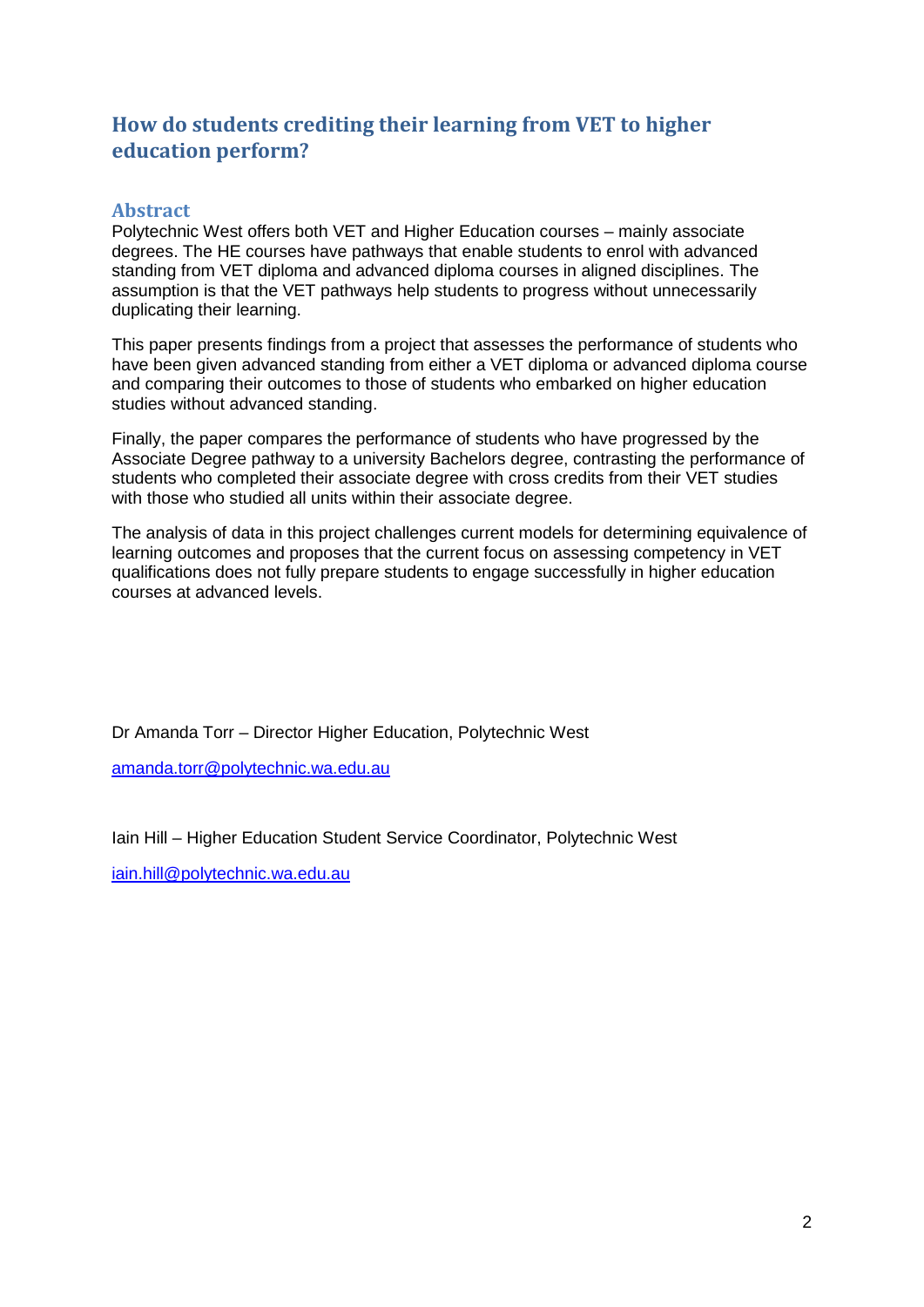# How do students crediting their learning from VET to higher education perform?

## Abstract

Polytechnic West offers both VET and Higher Education courses – mainly associate degrees. The HE courses have pathways that enable students to enrol with advanced standing from VET diploma and advanced diploma courses in aligned disciplines. The assumption is that the VET pathways help students to progress without unnecessarily duplicating their learning.

This paper presents findings from a project that assesses the performance of students who have been given advanced standing from either a VET diploma or advanced diploma course and comparing their outcomes to those of students who embarked on higher education studies without advanced standing.

Finally, the paper compares the performance of students who have progressed by the Associate Degree pathway to a university Bachelors degree, contrasting the performance of students who completed their associate degree with cross credits from their VET studies with those who studied all units within their associate degree.

The analysis of data in this project challenges current models for determining equivalence of learning outcomes and proposes that the current focus on assessing competency in VET qualifications does not fully prepare students to engage successfully in higher education courses at advanced levels.

Dr Amanda Torr – Director Higher Education, Polytechnic West

amanda.torr@polytechnic.wa.edu.au

Iain Hill – Higher Education Student Service Coordinator, Polytechnic West

iain.hill@polytechnic.wa.edu.au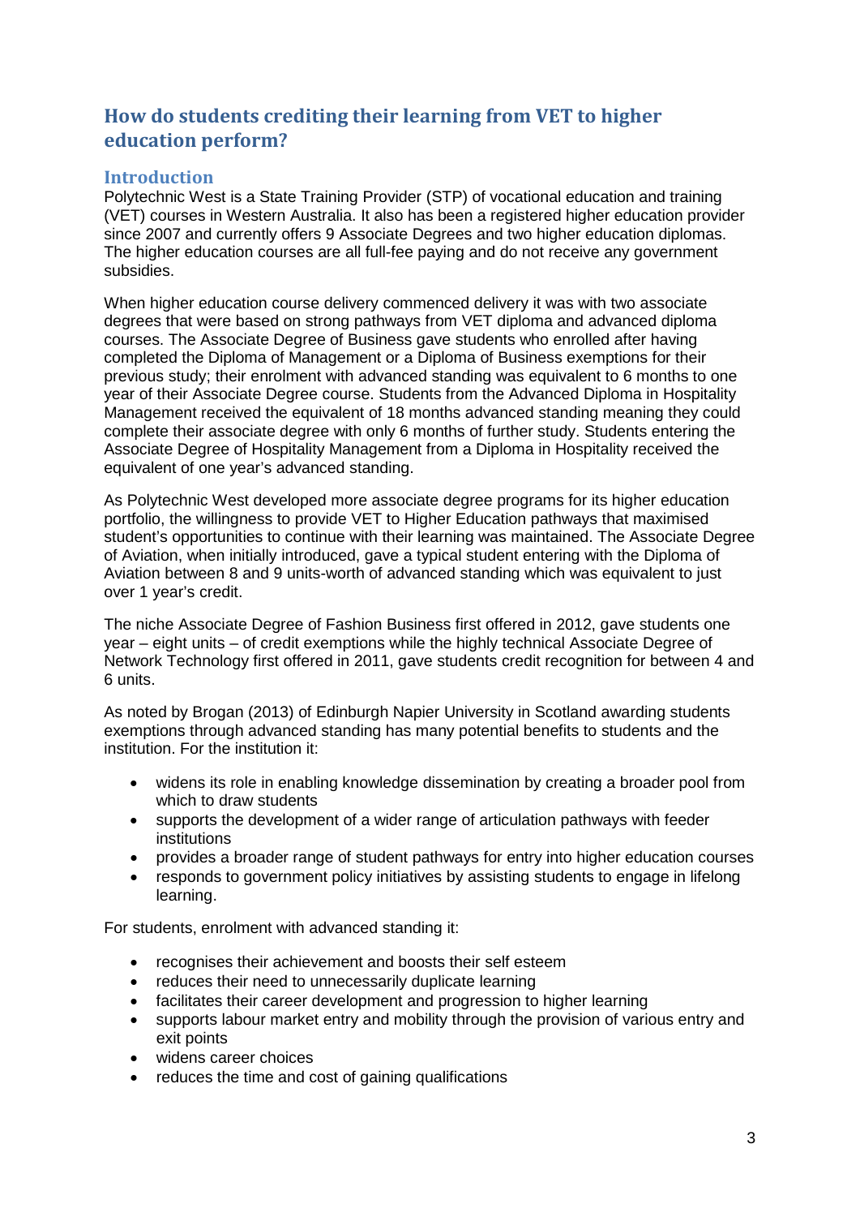## How do students crediting their learning from VET to higher education perform?

### Introduction

Polytechnic West is a State Training Provider (STP) of vocational education and training (VET) courses in Western Australia. It also has been a registered higher education provider since 2007 and currently offers 9 Associate Degrees and two higher education diplomas. The higher education courses are all full-fee paying and do not receive any government subsidies.

When higher education course delivery commenced delivery it was with two associate degrees that were based on strong pathways from VET diploma and advanced diploma courses. The Associate Degree of Business gave students who enrolled after having completed the Diploma of Management or a Diploma of Business exemptions for their previous study; their enrolment with advanced standing was equivalent to 6 months to one year of their Associate Degree course. Students from the Advanced Diploma in Hospitality Management received the equivalent of 18 months advanced standing meaning they could complete their associate degree with only 6 months of further study. Students entering the Associate Degree of Hospitality Management from a Diploma in Hospitality received the equivalent of one year's advanced standing.

As Polytechnic West developed more associate degree programs for its higher education portfolio, the willingness to provide VET to Higher Education pathways that maximised student's opportunities to continue with their learning was maintained. The Associate Degree of Aviation, when initially introduced, gave a typical student entering with the Diploma of Aviation between 8 and 9 units-worth of advanced standing which was equivalent to just over 1 year's credit.

The niche Associate Degree of Fashion Business first offered in 2012, gave students one year – eight units – of credit exemptions while the highly technical Associate Degree of Network Technology first offered in 2011, gave students credit recognition for between 4 and 6 units.

As noted by Brogan (2013) of Edinburgh Napier University in Scotland awarding students exemptions through advanced standing has many potential benefits to students and the institution. For the institution it:

- widens its role in enabling knowledge dissemination by creating a broader pool from which to draw students
- supports the development of a wider range of articulation pathways with feeder institutions
- provides a broader range of student pathways for entry into higher education courses
- responds to government policy initiatives by assisting students to engage in lifelong learning.

For students, enrolment with advanced standing it:

- recognises their achievement and boosts their self esteem
- reduces their need to unnecessarily duplicate learning
- facilitates their career development and progression to higher learning
- supports labour market entry and mobility through the provision of various entry and exit points
- widens career choices
- reduces the time and cost of gaining qualifications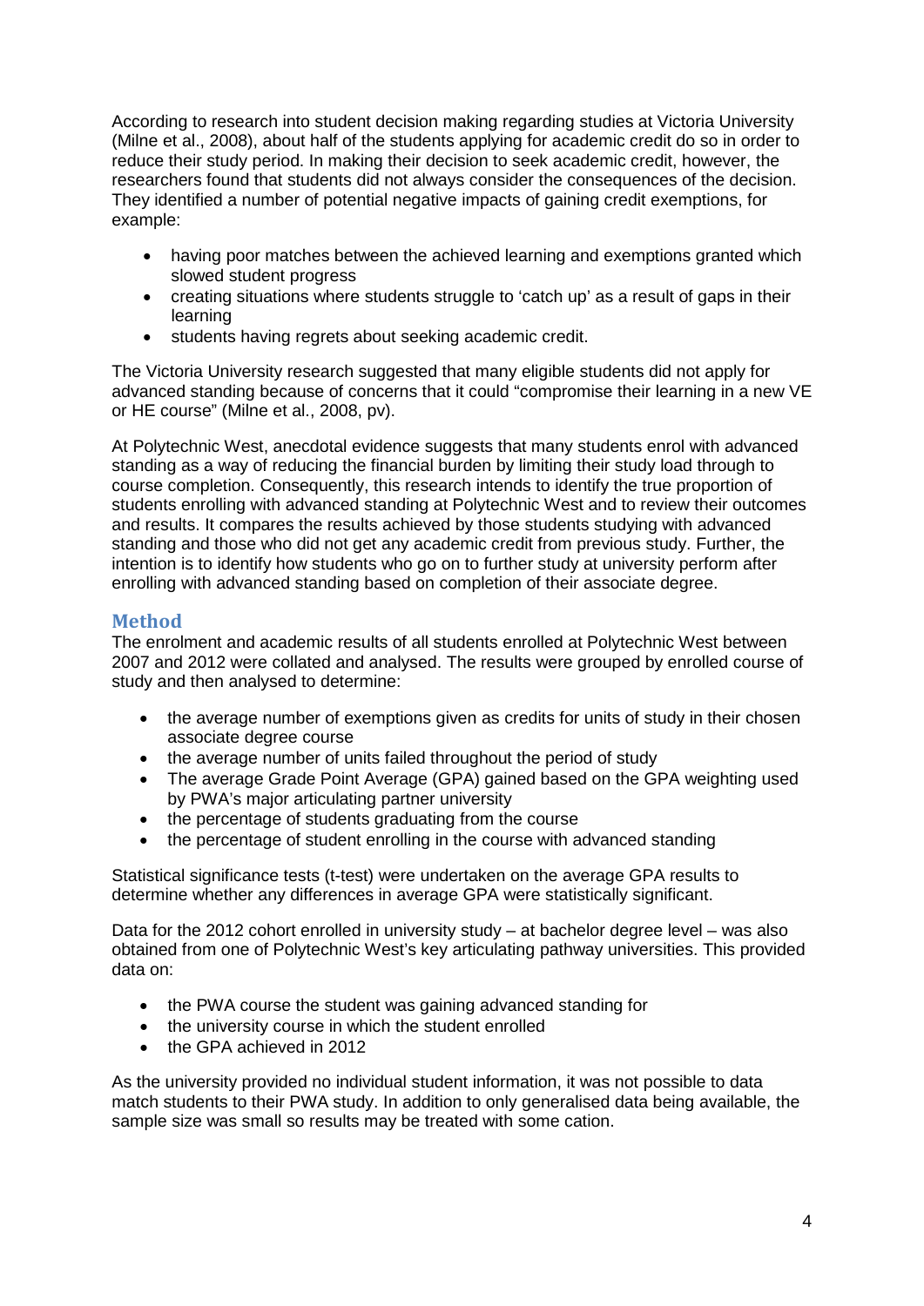According to research into student decision making regarding studies at Victoria University (Milne et al., 2008), about half of the students applying for academic credit do so in order to reduce their study period. In making their decision to seek academic credit, however, the researchers found that students did not always consider the consequences of the decision. They identified a number of potential negative impacts of gaining credit exemptions, for example:

- having poor matches between the achieved learning and exemptions granted which slowed student progress
- creating situations where students struggle to 'catch up' as a result of gaps in their learning
- students having regrets about seeking academic credit.

The Victoria University research suggested that many eligible students did not apply for advanced standing because of concerns that it could "compromise their learning in a new VE or HE course" (Milne et al., 2008, pv).

At Polytechnic West, anecdotal evidence suggests that many students enrol with advanced standing as a way of reducing the financial burden by limiting their study load through to course completion. Consequently, this research intends to identify the true proportion of students enrolling with advanced standing at Polytechnic West and to review their outcomes and results. It compares the results achieved by those students studying with advanced standing and those who did not get any academic credit from previous study. Further, the intention is to identify how students who go on to further study at university perform after enrolling with advanced standing based on completion of their associate degree.

## Method

The enrolment and academic results of all students enrolled at Polytechnic West between 2007 and 2012 were collated and analysed. The results were grouped by enrolled course of study and then analysed to determine:

- the average number of exemptions given as credits for units of study in their chosen associate degree course
- the average number of units failed throughout the period of study
- The average Grade Point Average (GPA) gained based on the GPA weighting used by PWA's major articulating partner university
- the percentage of students graduating from the course
- the percentage of student enrolling in the course with advanced standing

Statistical significance tests (t-test) were undertaken on the average GPA results to determine whether any differences in average GPA were statistically significant.

Data for the 2012 cohort enrolled in university study – at bachelor degree level – was also obtained from one of Polytechnic West's key articulating pathway universities. This provided data on:

- the PWA course the student was gaining advanced standing for
- the university course in which the student enrolled
- the GPA achieved in 2012

As the university provided no individual student information, it was not possible to data match students to their PWA study. In addition to only generalised data being available, the sample size was small so results may be treated with some cation.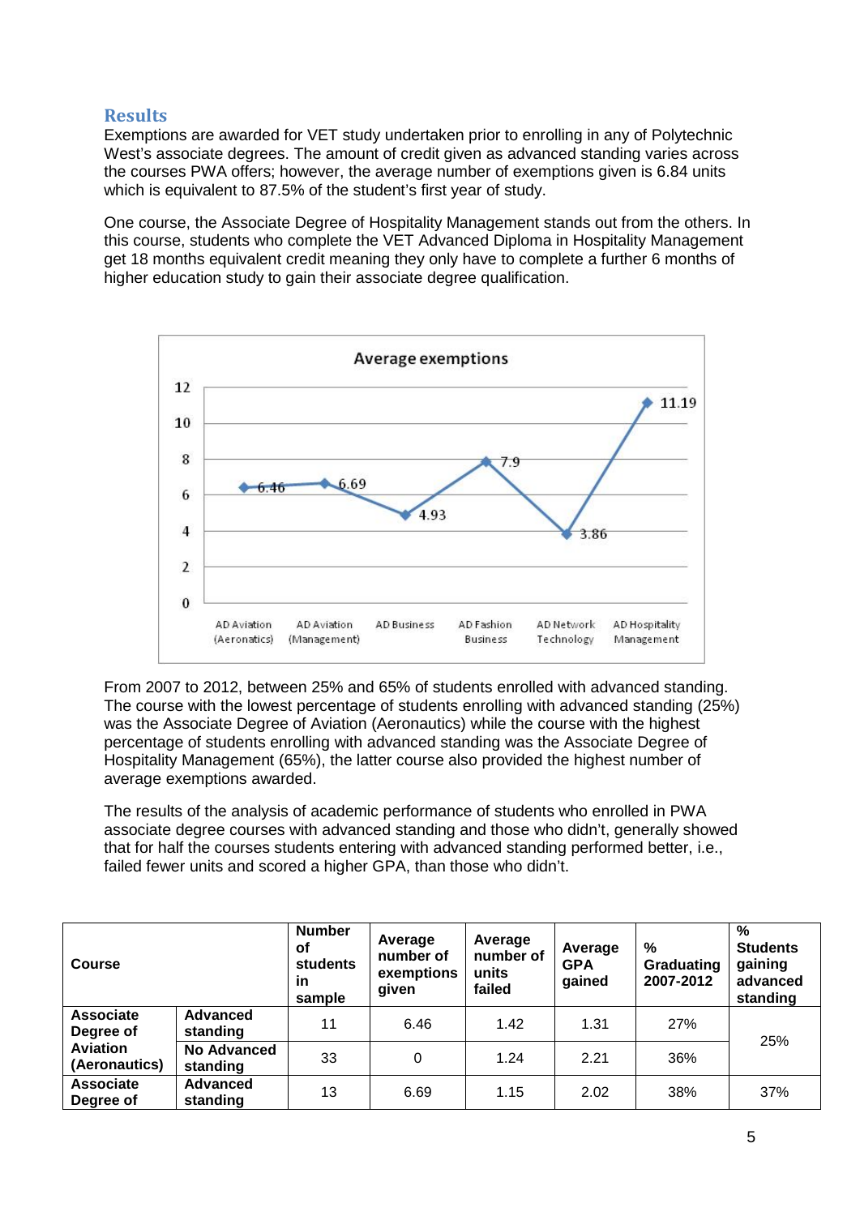## Results

Exemptions are awarded for VET study undertaken prior to enrolling in any of Polytechnic West's associate degrees. The amount of credit given as advanced standing varies across the courses PWA offers; however, the average number of exemptions given is 6.84 units which is equivalent to 87.5% of the student's first year of study.

One course, the Associate Degree of Hospitality Management stands out from the others. In this course, students who complete the VET Advanced Diploma in Hospitality Management get 18 months equivalent credit meaning they only have to complete a further 6 months of higher education study to gain their associate degree qualification.

**Average exemptions**

| Course | Average exemptions |
|---|---|
| AD Aviation (Aeronatics) | 6.46 |
| AD Aviation (Management) | 6.69 |
| AD Business | 4.93 |
| AD Fashion Business | 7.9 |
| AD Network Technology | 3.86 |
| AD Hospitality Management | 11.19 |

From 2007 to 2012, between 25% and 65% of students enrolled with advanced standing. The course with the lowest percentage of students enrolling with advanced standing (25%) was the Associate Degree of Aviation (Aeronautics) while the course with the highest percentage of students enrolling with advanced standing was the Associate Degree of Hospitality Management (65%), the latter course also provided the highest number of average exemptions awarded.

The results of the analysis of academic performance of students who enrolled in PWA associate degree courses with advanced standing and those who didn't, generally showed that for half the courses students entering with advanced standing performed better, i.e., failed fewer units and scored a higher GPA, than those who didn't.

| Course | | Number of students in sample | Average number of exemptions given | Average number of units failed | Average GPA gained | % Graduating 2007-2012 | % Students gaining advanced standing |
|---|---|---|---|---|---|---|---|
| Associate Degree of Aviation (Aeronautics) | Advanced standing | 11 | 6.46 | 1.42 | 1.31 | 27% | 25% |
| | No Advanced standing | 33 | 0 | 1.24 | 2.21 | 36% | |
| Associate Degree of | Advanced standing | 13 | 6.69 | 1.15 | 2.02 | 38% | 37% |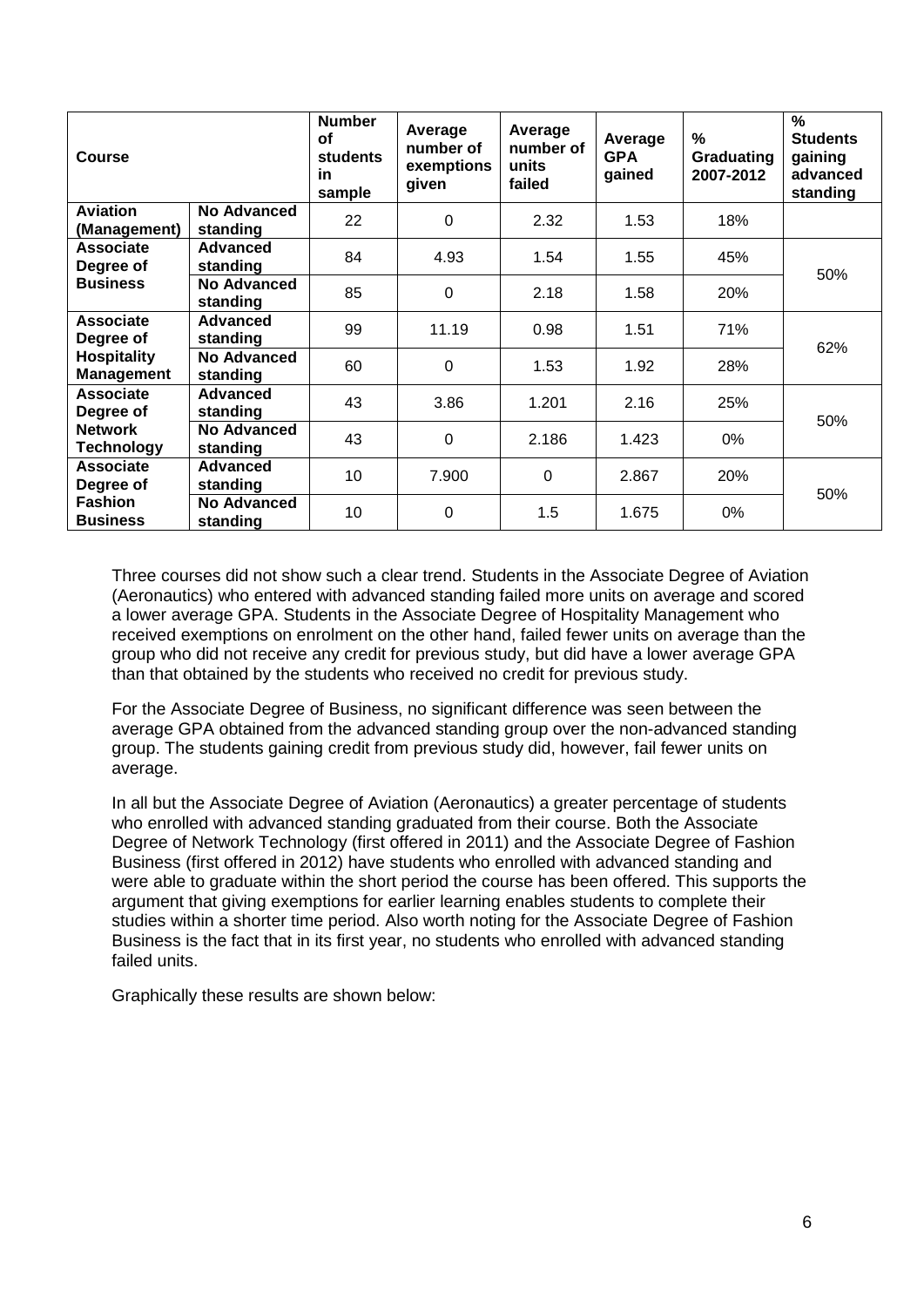| Course | | Number of students in sample | Average number of exemptions given | Average number of units failed | Average GPA gained | % Graduating 2007-2012 | % Students gaining advanced standing |
|---|---|---|---|---|---|---|---|
| **Aviation (Management)** | **No Advanced standing** | 22 | 0 | 2.32 | 1.53 | 18% | |
| **Associate Degree of Business** | **Advanced standing** | 84 | 4.93 | 1.54 | 1.55 | 45% | 50% |
| | **No Advanced standing** | 85 | 0 | 2.18 | 1.58 | 20% | |
| **Associate Degree of Hospitality Management** | **Advanced standing** | 99 | 11.19 | 0.98 | 1.51 | 71% | 62% |
| | **No Advanced standing** | 60 | 0 | 1.53 | 1.92 | 28% | |
| **Associate Degree of Network Technology** | **Advanced standing** | 43 | 3.86 | 1.201 | 2.16 | 25% | 50% |
| | **No Advanced standing** | 43 | 0 | 2.186 | 1.423 | 0% | |
| **Associate Degree of Fashion Business** | **Advanced standing** | 10 | 7.900 | 0 | 2.867 | 20% | 50% |
| | **No Advanced standing** | 10 | 0 | 1.5 | 1.675 | 0% | |

Three courses did not show such a clear trend. Students in the Associate Degree of Aviation (Aeronautics) who entered with advanced standing failed more units on average and scored a lower average GPA. Students in the Associate Degree of Hospitality Management who received exemptions on enrolment on the other hand, failed fewer units on average than the group who did not receive any credit for previous study, but did have a lower average GPA than that obtained by the students who received no credit for previous study.

For the Associate Degree of Business, no significant difference was seen between the average GPA obtained from the advanced standing group over the non-advanced standing group. The students gaining credit from previous study did, however, fail fewer units on average.

In all but the Associate Degree of Aviation (Aeronautics) a greater percentage of students who enrolled with advanced standing graduated from their course. Both the Associate Degree of Network Technology (first offered in 2011) and the Associate Degree of Fashion Business (first offered in 2012) have students who enrolled with advanced standing and were able to graduate within the short period the course has been offered. This supports the argument that giving exemptions for earlier learning enables students to complete their studies within a shorter time period. Also worth noting for the Associate Degree of Fashion Business is the fact that in its first year, no students who enrolled with advanced standing failed units.

Graphically these results are shown below: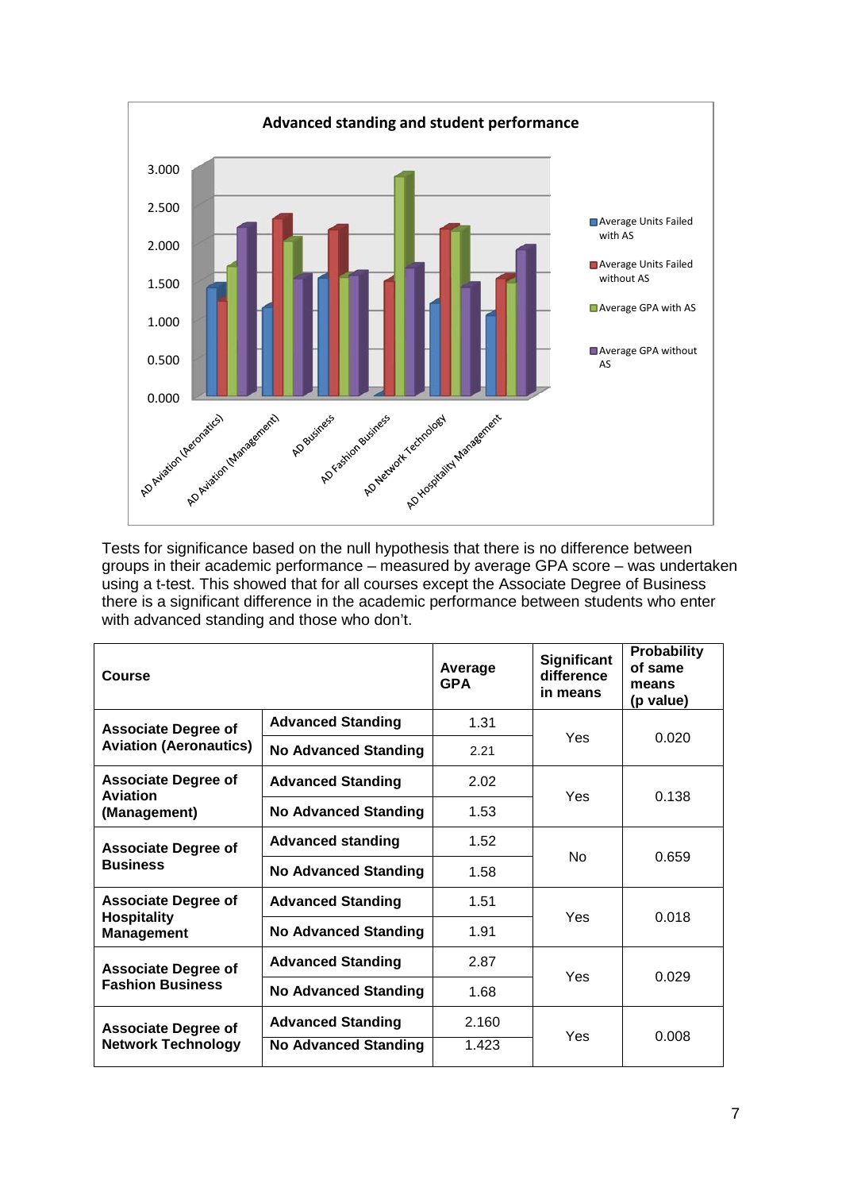Tests for significance based on the null hypothesis that there is no difference between groups in their academic performance – measured by average GPA score – was undertaken using a t-test. This showed that for all courses except the Associate Degree of Business there is a significant difference in the academic performance between students who enter with advanced standing and those who don't.

| Course | | Average GPA | Significant difference in means | Probability of same means (p value) |
|---|---|---|---|---|
| **Associate Degree of Aviation (Aeronautics)** | **Advanced Standing** | 1.31 | Yes | 0.020 |
| | **No Advanced Standing** | 2.21 | | |
| **Associate Degree of Aviation (Management)** | **Advanced Standing** | 2.02 | Yes | 0.138 |
| | **No Advanced Standing** | 1.53 | | |
| **Associate Degree of Business** | **Advanced standing** | 1.52 | No | 0.659 |
| | **No Advanced Standing** | 1.58 | | |
| **Associate Degree of Hospitality Management** | **Advanced Standing** | 1.51 | Yes | 0.018 |
| | **No Advanced Standing** | 1.91 | | |
| **Associate Degree of Fashion Business** | **Advanced Standing** | 2.87 | Yes | 0.029 |
| | **No Advanced Standing** | 1.68 | | |
| **Associate Degree of Network Technology** | **Advanced Standing** | 2.160 | Yes | 0.008 |
| | **No Advanced Standing** | 1.423 | | |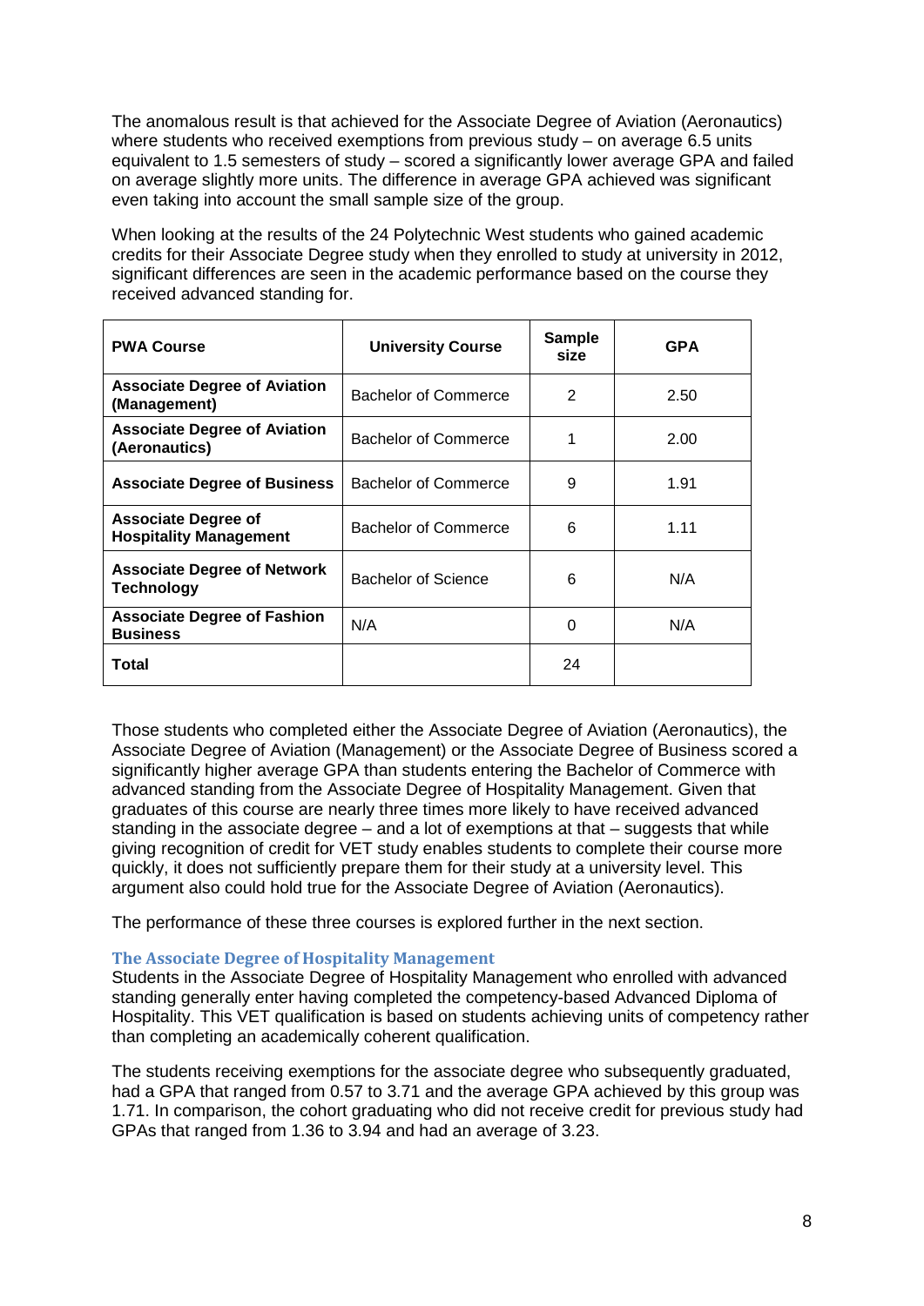The anomalous result is that achieved for the Associate Degree of Aviation (Aeronautics) where students who received exemptions from previous study – on average 6.5 units equivalent to 1.5 semesters of study – scored a significantly lower average GPA and failed on average slightly more units. The difference in average GPA achieved was significant even taking into account the small sample size of the group.

When looking at the results of the 24 Polytechnic West students who gained academic credits for their Associate Degree study when they enrolled to study at university in 2012, significant differences are seen in the academic performance based on the course they received advanced standing for.

| PWA Course | University Course | Sample size | GPA |
|---|---|---|---|
| **Associate Degree of Aviation (Management)** | Bachelor of Commerce | 2 | 2.50 |
| **Associate Degree of Aviation (Aeronautics)** | Bachelor of Commerce | 1 | 2.00 |
| **Associate Degree of Business** | Bachelor of Commerce | 9 | 1.91 |
| **Associate Degree of Hospitality Management** | Bachelor of Commerce | 6 | 1.11 |
| **Associate Degree of Network Technology** | Bachelor of Science | 6 | N/A |
| **Associate Degree of Fashion Business** | N/A | 0 | N/A |
| **Total** | | 24 | |

Those students who completed either the Associate Degree of Aviation (Aeronautics), the Associate Degree of Aviation (Management) or the Associate Degree of Business scored a significantly higher average GPA than students entering the Bachelor of Commerce with advanced standing from the Associate Degree of Hospitality Management. Given that graduates of this course are nearly three times more likely to have received advanced standing in the associate degree – and a lot of exemptions at that – suggests that while giving recognition of credit for VET study enables students to complete their course more quickly, it does not sufficiently prepare them for their study at a university level. This argument also could hold true for the Associate Degree of Aviation (Aeronautics).

The performance of these three courses is explored further in the next section.

### The Associate Degree of Hospitality Management

Students in the Associate Degree of Hospitality Management who enrolled with advanced standing generally enter having completed the competency-based Advanced Diploma of Hospitality. This VET qualification is based on students achieving units of competency rather than completing an academically coherent qualification.

The students receiving exemptions for the associate degree who subsequently graduated, had a GPA that ranged from 0.57 to 3.71 and the average GPA achieved by this group was 1.71. In comparison, the cohort graduating who did not receive credit for previous study had GPAs that ranged from 1.36 to 3.94 and had an average of 3.23.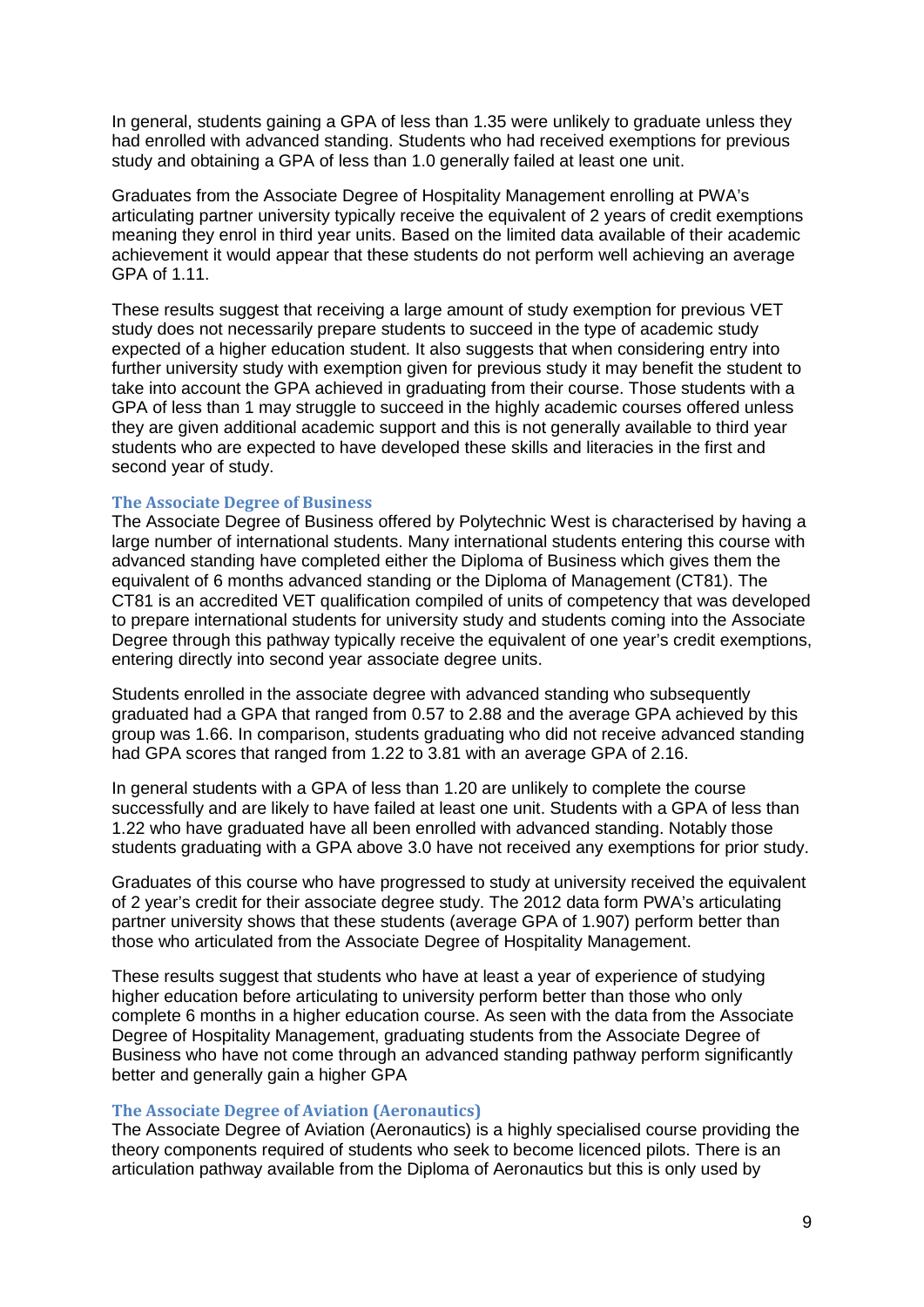In general, students gaining a GPA of less than 1.35 were unlikely to graduate unless they had enrolled with advanced standing. Students who had received exemptions for previous study and obtaining a GPA of less than 1.0 generally failed at least one unit.

Graduates from the Associate Degree of Hospitality Management enrolling at PWA's articulating partner university typically receive the equivalent of 2 years of credit exemptions meaning they enrol in third year units. Based on the limited data available of their academic achievement it would appear that these students do not perform well achieving an average GPA of 1.11.

These results suggest that receiving a large amount of study exemption for previous VET study does not necessarily prepare students to succeed in the type of academic study expected of a higher education student. It also suggests that when considering entry into further university study with exemption given for previous study it may benefit the student to take into account the GPA achieved in graduating from their course. Those students with a GPA of less than 1 may struggle to succeed in the highly academic courses offered unless they are given additional academic support and this is not generally available to third year students who are expected to have developed these skills and literacies in the first and second year of study.

### The Associate Degree of Business

The Associate Degree of Business offered by Polytechnic West is characterised by having a large number of international students. Many international students entering this course with advanced standing have completed either the Diploma of Business which gives them the equivalent of 6 months advanced standing or the Diploma of Management (CT81). The CT81 is an accredited VET qualification compiled of units of competency that was developed to prepare international students for university study and students coming into the Associate Degree through this pathway typically receive the equivalent of one year's credit exemptions, entering directly into second year associate degree units.

Students enrolled in the associate degree with advanced standing who subsequently graduated had a GPA that ranged from 0.57 to 2.88 and the average GPA achieved by this group was 1.66. In comparison, students graduating who did not receive advanced standing had GPA scores that ranged from 1.22 to 3.81 with an average GPA of 2.16.

In general students with a GPA of less than 1.20 are unlikely to complete the course successfully and are likely to have failed at least one unit. Students with a GPA of less than 1.22 who have graduated have all been enrolled with advanced standing. Notably those students graduating with a GPA above 3.0 have not received any exemptions for prior study.

Graduates of this course who have progressed to study at university received the equivalent of 2 year's credit for their associate degree study. The 2012 data form PWA's articulating partner university shows that these students (average GPA of 1.907) perform better than those who articulated from the Associate Degree of Hospitality Management.

These results suggest that students who have at least a year of experience of studying higher education before articulating to university perform better than those who only complete 6 months in a higher education course. As seen with the data from the Associate Degree of Hospitality Management, graduating students from the Associate Degree of Business who have not come through an advanced standing pathway perform significantly better and generally gain a higher GPA

### The Associate Degree of Aviation (Aeronautics)

The Associate Degree of Aviation (Aeronautics) is a highly specialised course providing the theory components required of students who seek to become licenced pilots. There is an articulation pathway available from the Diploma of Aeronautics but this is only used by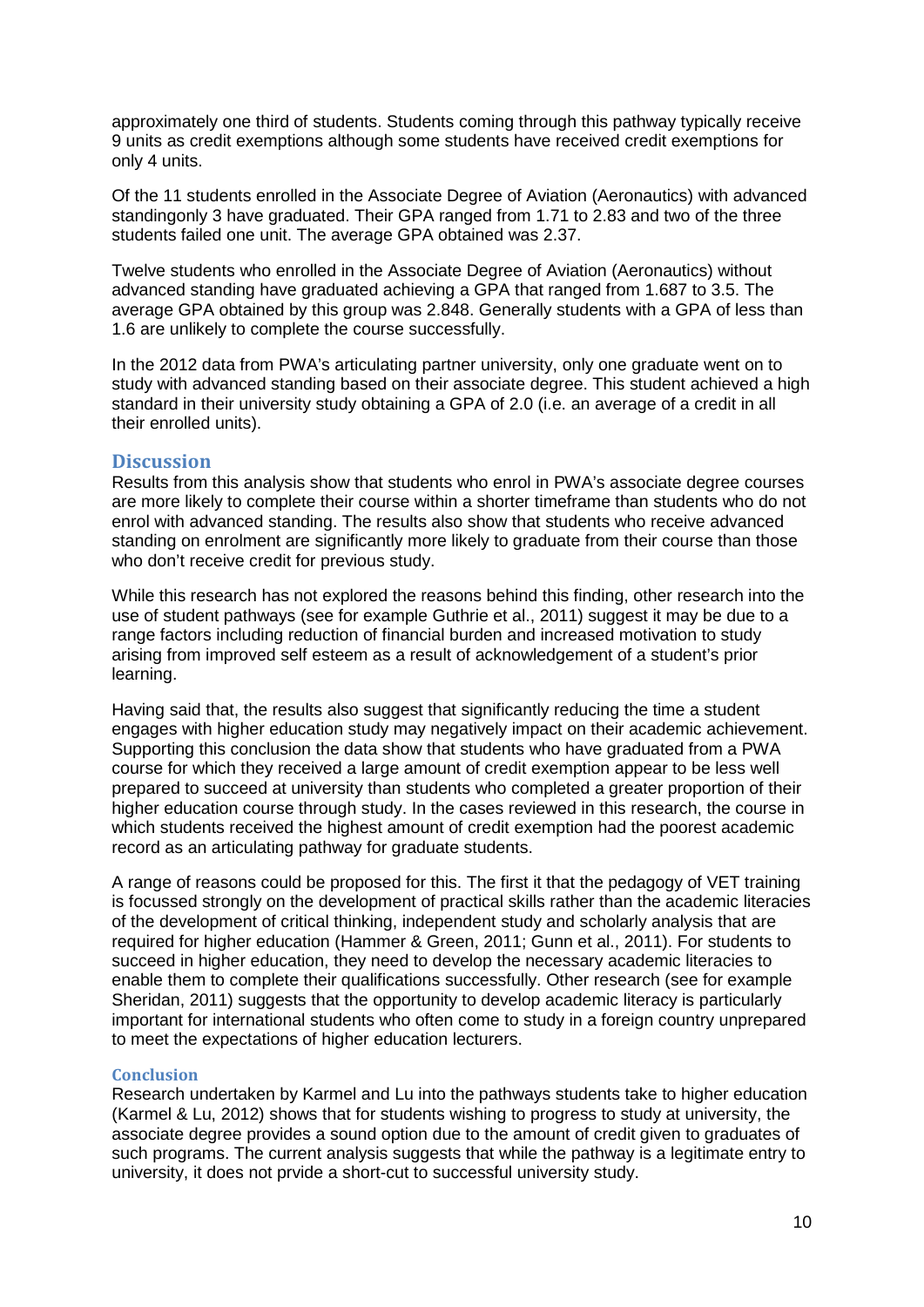approximately one third of students. Students coming through this pathway typically receive 9 units as credit exemptions although some students have received credit exemptions for only 4 units.

Of the 11 students enrolled in the Associate Degree of Aviation (Aeronautics) with advanced standingonly 3 have graduated. Their GPA ranged from 1.71 to 2.83 and two of the three students failed one unit. The average GPA obtained was 2.37.

Twelve students who enrolled in the Associate Degree of Aviation (Aeronautics) without advanced standing have graduated achieving a GPA that ranged from 1.687 to 3.5. The average GPA obtained by this group was 2.848. Generally students with a GPA of less than 1.6 are unlikely to complete the course successfully.

In the 2012 data from PWA's articulating partner university, only one graduate went on to study with advanced standing based on their associate degree. This student achieved a high standard in their university study obtaining a GPA of 2.0 (i.e. an average of a credit in all their enrolled units).

## Discussion

Results from this analysis show that students who enrol in PWA's associate degree courses are more likely to complete their course within a shorter timeframe than students who do not enrol with advanced standing. The results also show that students who receive advanced standing on enrolment are significantly more likely to graduate from their course than those who don't receive credit for previous study.

While this research has not explored the reasons behind this finding, other research into the use of student pathways (see for example Guthrie et al., 2011) suggest it may be due to a range factors including reduction of financial burden and increased motivation to study arising from improved self esteem as a result of acknowledgement of a student's prior learning.

Having said that, the results also suggest that significantly reducing the time a student engages with higher education study may negatively impact on their academic achievement. Supporting this conclusion the data show that students who have graduated from a PWA course for which they received a large amount of credit exemption appear to be less well prepared to succeed at university than students who completed a greater proportion of their higher education course through study. In the cases reviewed in this research, the course in which students received the highest amount of credit exemption had the poorest academic record as an articulating pathway for graduate students.

A range of reasons could be proposed for this. The first it that the pedagogy of VET training is focussed strongly on the development of practical skills rather than the academic literacies of the development of critical thinking, independent study and scholarly analysis that are required for higher education (Hammer & Green, 2011; Gunn et al., 2011). For students to succeed in higher education, they need to develop the necessary academic literacies to enable them to complete their qualifications successfully. Other research (see for example Sheridan, 2011) suggests that the opportunity to develop academic literacy is particularly important for international students who often come to study in a foreign country unprepared to meet the expectations of higher education lecturers.

### Conclusion

Research undertaken by Karmel and Lu into the pathways students take to higher education (Karmel & Lu, 2012) shows that for students wishing to progress to study at university, the associate degree provides a sound option due to the amount of credit given to graduates of such programs. The current analysis suggests that while the pathway is a legitimate entry to university, it does not prvide a short-cut to successful university study.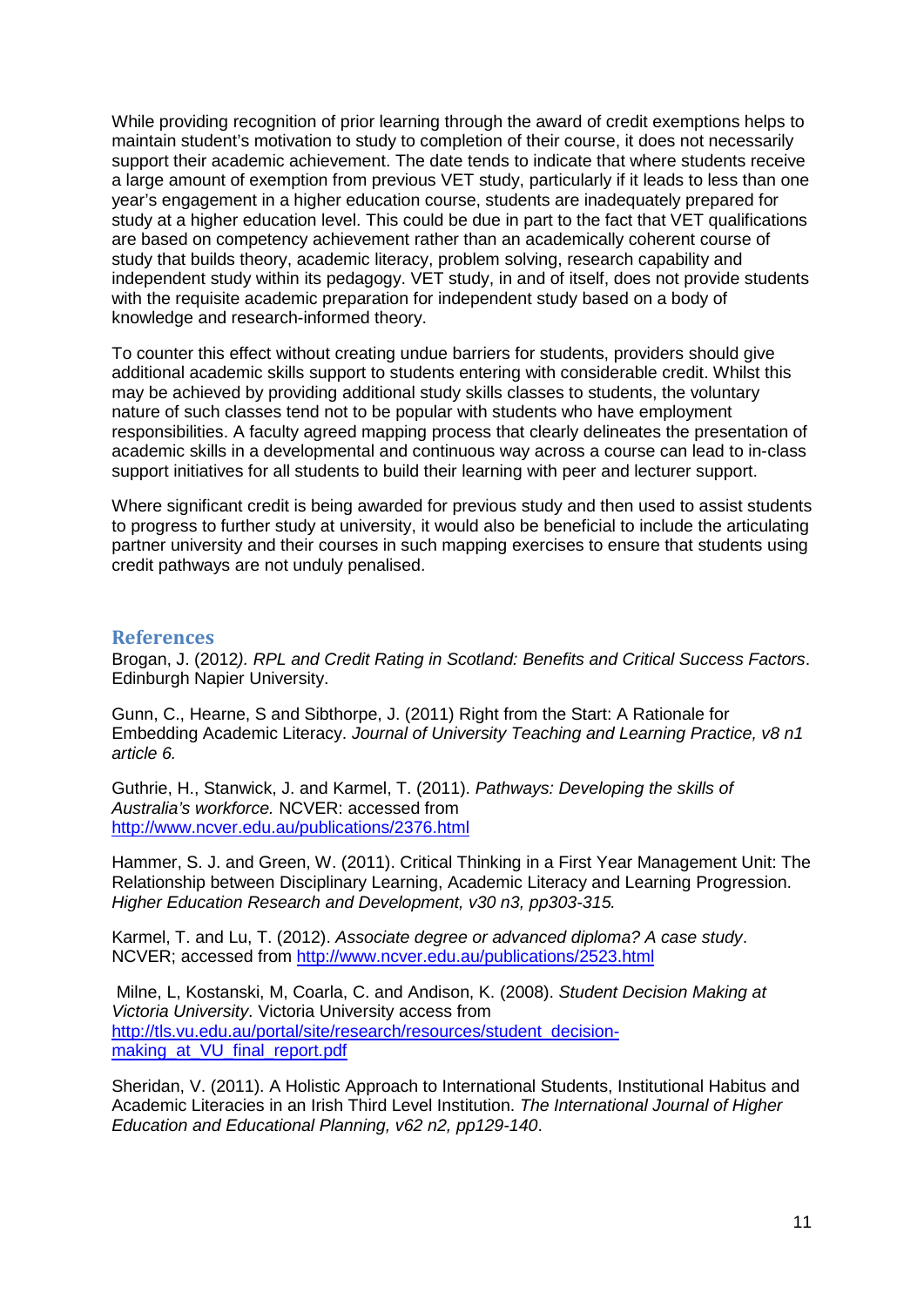While providing recognition of prior learning through the award of credit exemptions helps to maintain student's motivation to study to completion of their course, it does not necessarily support their academic achievement. The date tends to indicate that where students receive a large amount of exemption from previous VET study, particularly if it leads to less than one year's engagement in a higher education course, students are inadequately prepared for study at a higher education level. This could be due in part to the fact that VET qualifications are based on competency achievement rather than an academically coherent course of study that builds theory, academic literacy, problem solving, research capability and independent study within its pedagogy. VET study, in and of itself, does not provide students with the requisite academic preparation for independent study based on a body of knowledge and research-informed theory.

To counter this effect without creating undue barriers for students, providers should give additional academic skills support to students entering with considerable credit. Whilst this may be achieved by providing additional study skills classes to students, the voluntary nature of such classes tend not to be popular with students who have employment responsibilities. A faculty agreed mapping process that clearly delineates the presentation of academic skills in a developmental and continuous way across a course can lead to in-class support initiatives for all students to build their learning with peer and lecturer support.

Where significant credit is being awarded for previous study and then used to assist students to progress to further study at university, it would also be beneficial to include the articulating partner university and their courses in such mapping exercises to ensure that students using credit pathways are not unduly penalised.

## References

Brogan, J. (2012*). RPL and Credit Rating in Scotland: Benefits and Critical Success Factors*. Edinburgh Napier University.

Gunn, C., Hearne, S and Sibthorpe, J. (2011) Right from the Start: A Rationale for Embedding Academic Literacy. *Journal of University Teaching and Learning Practice, v8 n1 article 6.*

Guthrie, H., Stanwick, J. and Karmel, T. (2011). *Pathways: Developing the skills of Australia's workforce.* NCVER: accessed from http://www.ncver.edu.au/publications/2376.html

Hammer, S. J. and Green, W. (2011). Critical Thinking in a First Year Management Unit: The Relationship between Disciplinary Learning, Academic Literacy and Learning Progression. *Higher Education Research and Development, v30 n3, pp303-315.*

Karmel, T. and Lu, T. (2012). *Associate degree or advanced diploma? A case study*. NCVER; accessed from http://www.ncver.edu.au/publications/2523.html

Milne, L, Kostanski, M, Coarla, C. and Andison, K. (2008). *Student Decision Making at Victoria University*. Victoria University access from http://tls.vu.edu.au/portal/site/research/resources/student_decision-making_at_VU_final_report.pdf

Sheridan, V. (2011). A Holistic Approach to International Students, Institutional Habitus and Academic Literacies in an Irish Third Level Institution. *The International Journal of Higher Education and Educational Planning, v62 n2, pp129-140*.